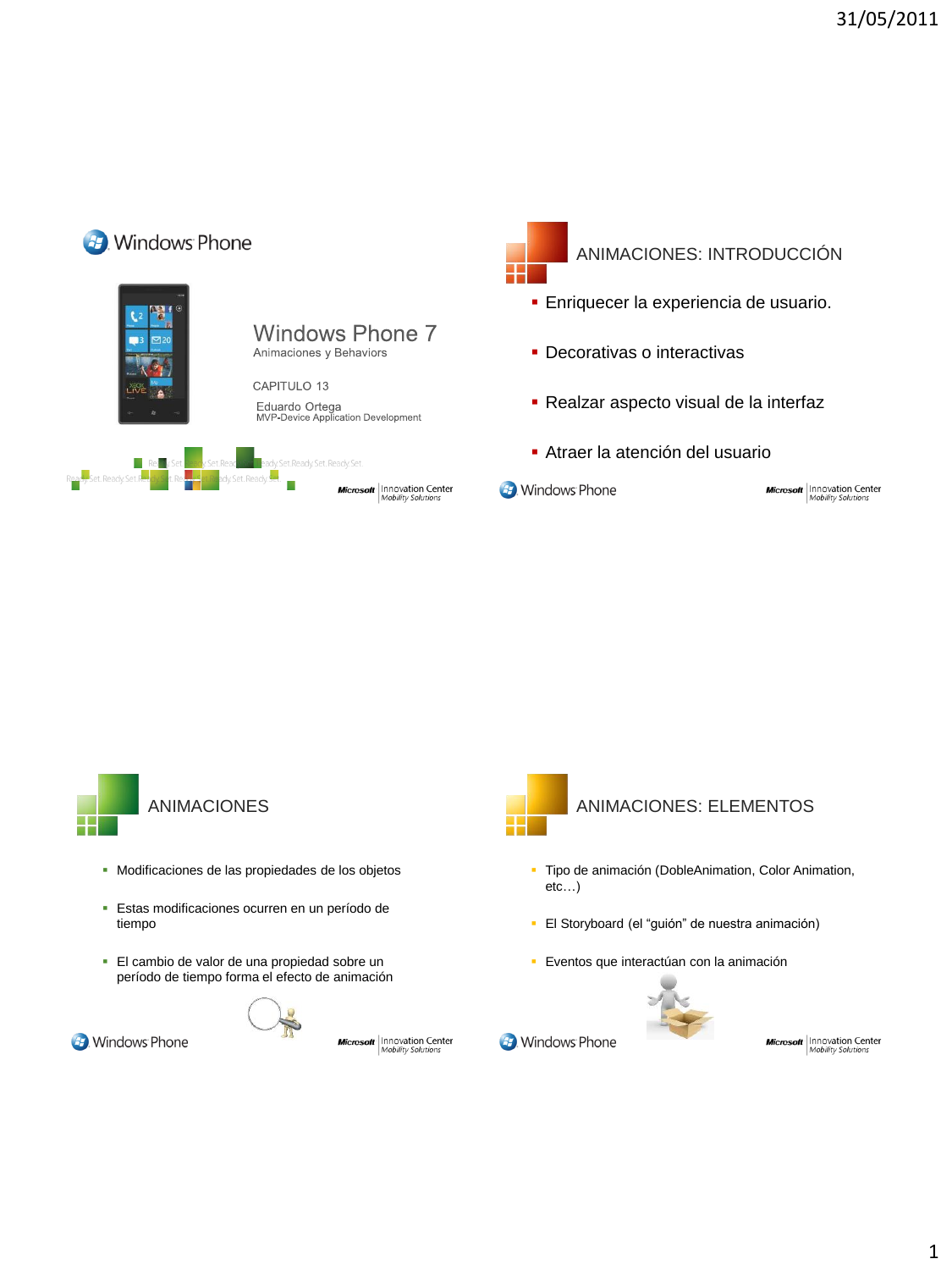# Windows Phone 7

Animaciones y Behaviors

CAPITULO 13

Eduardo Ortega
MVP-Device Application Development

## ANIMACIONES: INTRODUCCIÓN

- Enriquecer la experiencia de usuario.
- Decorativas o interactivas
- Realzar aspecto visual de la interfaz
- Atraer la atención del usuario

## ANIMACIONES

- Modificaciones de las propiedades de los objetos
- Estas modificaciones ocurren en un período de tiempo
- El cambio de valor de una propiedad sobre un período de tiempo forma el efecto de animación

## ANIMACIONES: ELEMENTOS

- Tipo de animación (DobleAnimation, Color Animation, etc…)
- El Storyboard (el "guión" de nuestra animación)
- Eventos que interactúan con la animación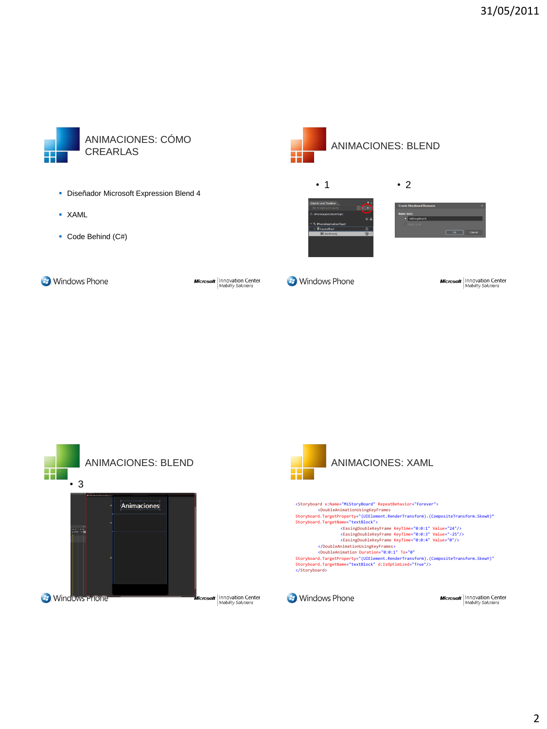## ANIMACIONES: CÓMO CREARLAS

- Diseñador Microsoft Expression Blend 4
- XAML
- Code Behind (C#)

## ANIMACIONES: BLEND

- 1
- 2

## ANIMACIONES: BLEND

- 3

## ANIMACIONES: XAML

```
<Storyboard x:Name="MiStoryBoard" RepeatBehavior="Forever">
          <DoubleAnimationUsingKeyFrames
Storyboard.TargetProperty="(UIElement.RenderTransform).(CompositeTransform.SkewX)"
Storyboard.TargetName="textBlock">
                    <EasingDoubleKeyFrame KeyTime="0:0:1" Value="24"/>
                    <EasingDoubleKeyFrame KeyTime="0:0:3" Value="-25"/>
                    <EasingDoubleKeyFrame KeyTime="0:0:4" Value="0"/>
          </DoubleAnimationUsingKeyFrames>
          <DoubleAnimation Duration="0:0:1" To="0"
Storyboard.TargetProperty="(UIElement.RenderTransform).(CompositeTransform.SkewY)"
Storyboard.TargetName="textBlock" d:IsOptimized="True"/>
</Storyboard>
```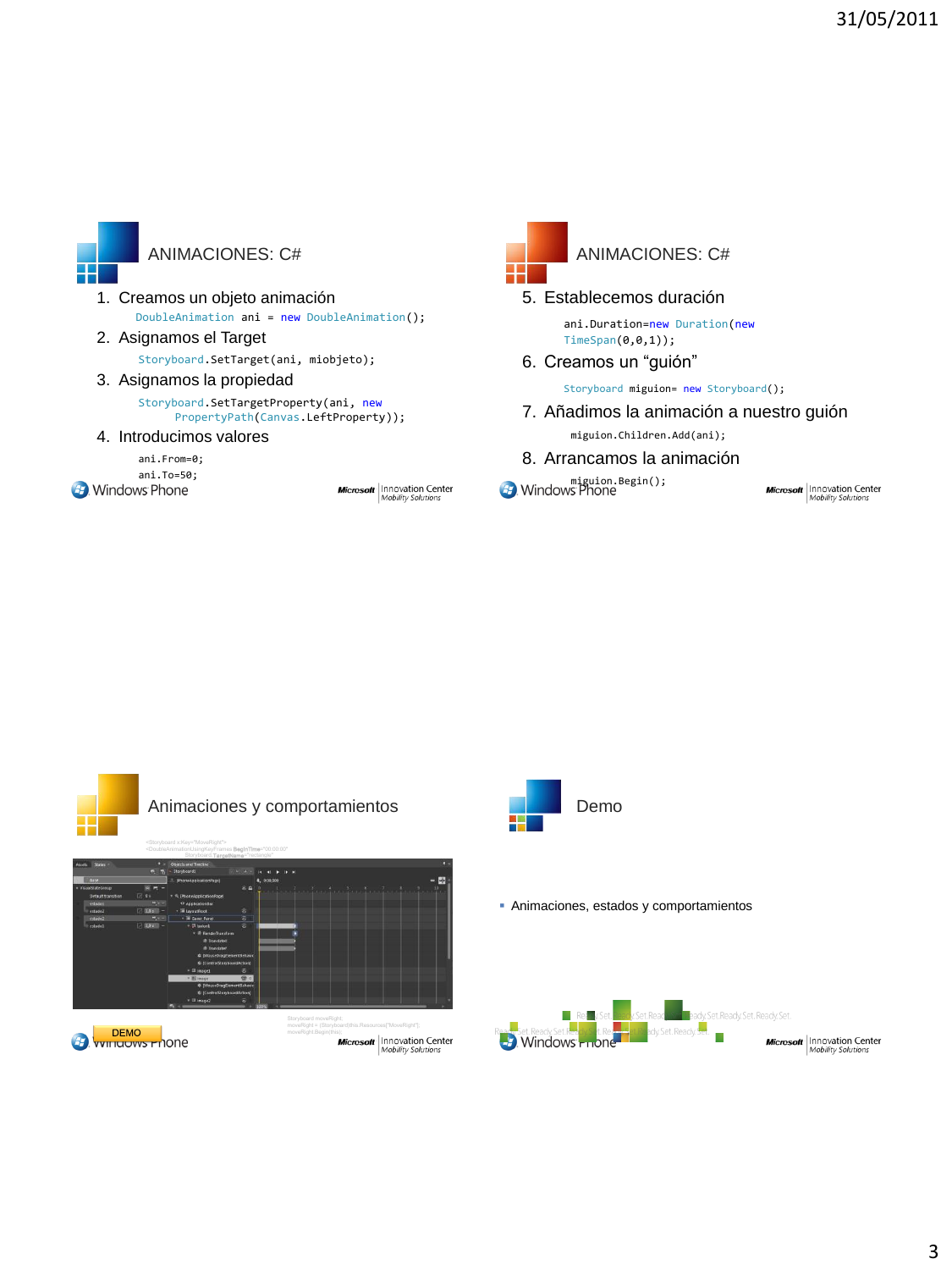## ANIMACIONES: C#

1. Creamos un objeto animación

```
DoubleAnimation ani = new DoubleAnimation();
```

2. Asignamos el Target

```
Storyboard.SetTarget(ani, miobjeto);
```

3. Asignamos la propiedad

```
Storyboard.SetTargetProperty(ani, new
        PropertyPath(Canvas.LeftProperty));
```

4. Introducimos valores

```
ani.From=0;
ani.To=50;
```

## ANIMACIONES: C#

5. Establecemos duración

```
ani.Duration=new Duration(new
TimeSpan(0,0,1));
```

6. Creamos un "guión"

```
Storyboard miguion= new Storyboard();
```

7. Añadimos la animación a nuestro guión

```
miguion.Children.Add(ani);
```

8. Arrancamos la animación

```
miguion.Begin();
```

## Animaciones y comportamientos

DEMO

## Demo

- Animaciones, estados y comportamientos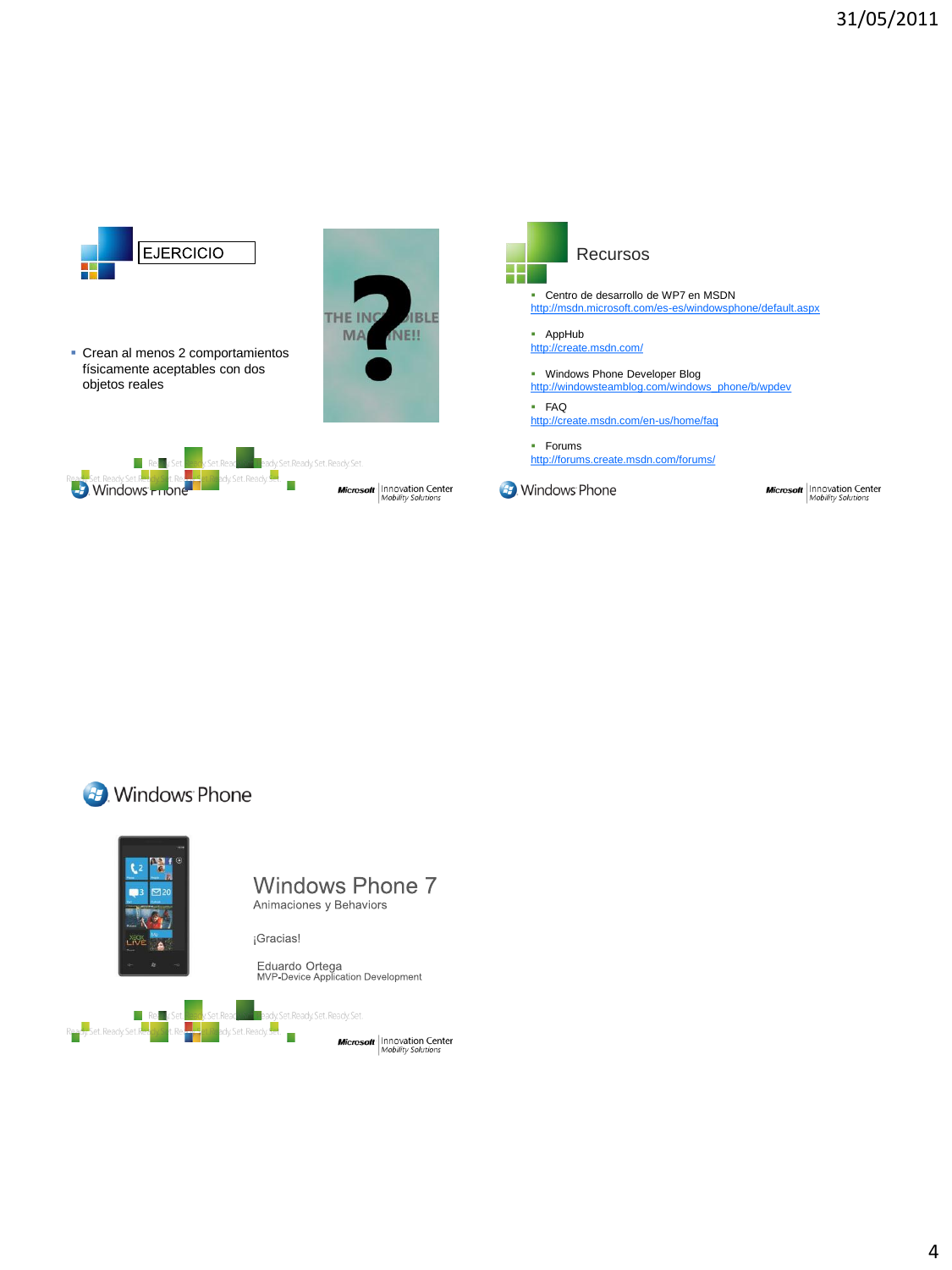## EJERCICIO

- Crean al menos 2 comportamientos físicamente aceptables con dos objetos reales

THE INCREDIBLE MACHINE!!

## Recursos

- Centro de desarrollo de WP7 en MSDN
  http://msdn.microsoft.com/es-es/windowsphone/default.aspx
- AppHub
  http://create.msdn.com/
- Windows Phone Developer Blog
  http://windowsteamblog.com/windows_phone/b/wpdev
- FAQ
  http://create.msdn.com/en-us/home/faq
- Forums
  http://forums.create.msdn.com/forums/

# Windows Phone 7

Animaciones y Behaviors

¡Gracias!

Eduardo Ortega
MVP-Device Application Development